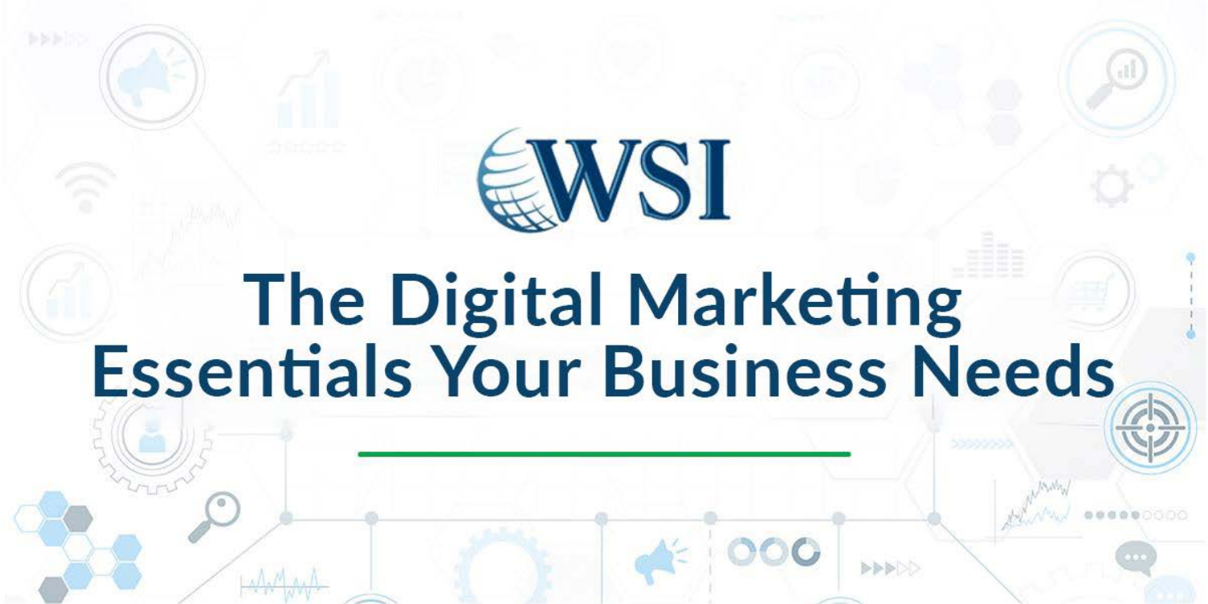WSI

# The Digital Marketing Essentials Your Business Needs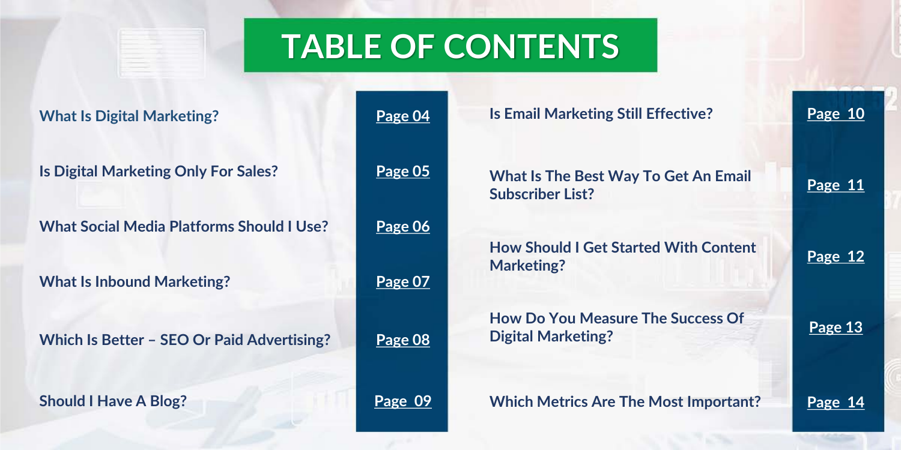# TABLE OF CONTENTS

| Section | Page |
| --- | --- |
| What Is Digital Marketing? | Page 04 |
| Is Digital Marketing Only For Sales? | Page 05 |
| What Social Media Platforms Should I Use? | Page 06 |
| What Is Inbound Marketing? | Page 07 |
| Which Is Better – SEO Or Paid Advertising? | Page 08 |
| Should I Have A Blog? | Page 09 |
| Is Email Marketing Still Effective? | Page 10 |
| What Is The Best Way To Get An Email Subscriber List? | Page 11 |
| How Should I Get Started With Content Marketing? | Page 12 |
| How Do You Measure The Success Of Digital Marketing? | Page 13 |
| Which Metrics Are The Most Important? | Page 14 |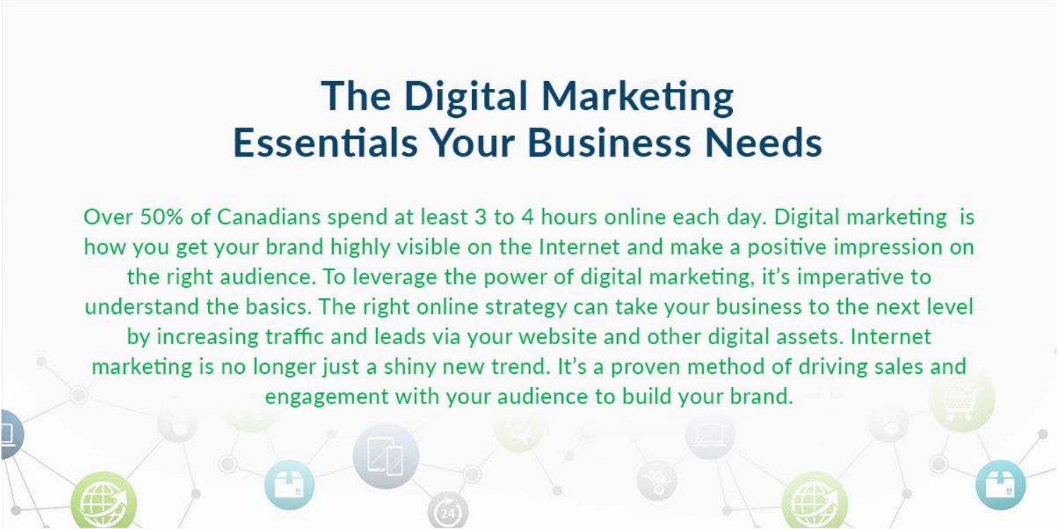# The Digital Marketing Essentials Your Business Needs

Over 50% of Canadians spend at least 3 to 4 hours online each day. Digital marketing is how you get your brand highly visible on the Internet and make a positive impression on the right audience. To leverage the power of digital marketing, it's imperative to understand the basics. The right online strategy can take your business to the next level by increasing traffic and leads via your website and other digital assets. Internet marketing is no longer just a shiny new trend. It's a proven method of driving sales and engagement with your audience to build your brand.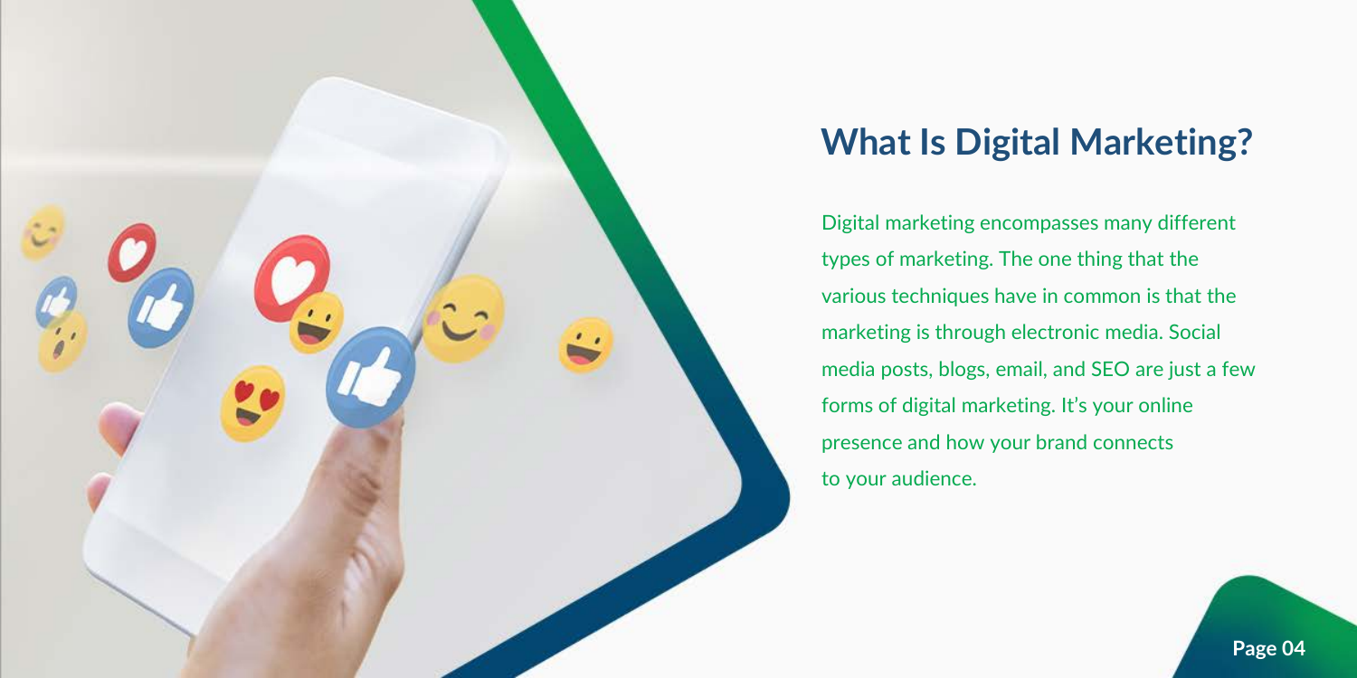## What Is Digital Marketing?

Digital marketing encompasses many different types of marketing. The one thing that the various techniques have in common is that the marketing is through electronic media. Social media posts, blogs, email, and SEO are just a few forms of digital marketing. It's your online presence and how your brand connects to your audience.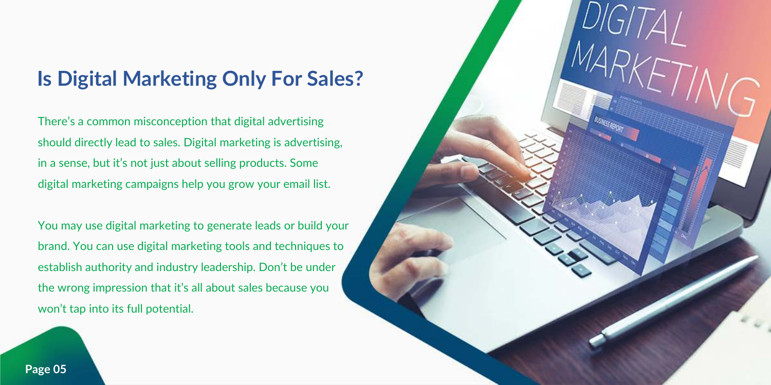## Is Digital Marketing Only For Sales?

There's a common misconception that digital advertising should directly lead to sales. Digital marketing is advertising, in a sense, but it's not just about selling products. Some digital marketing campaigns help you grow your email list.

You may use digital marketing to generate leads or build your brand. You can use digital marketing tools and techniques to establish authority and industry leadership. Don't be under the wrong impression that it's all about sales because you won't tap into its full potential.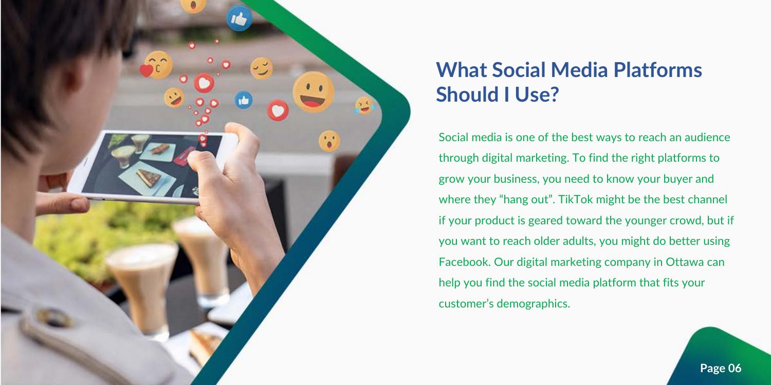## What Social Media Platforms Should I Use?

Social media is one of the best ways to reach an audience through digital marketing. To find the right platforms to grow your business, you need to know your buyer and where they "hang out". TikTok might be the best channel if your product is geared toward the younger crowd, but if you want to reach older adults, you might do better using Facebook. Our digital marketing company in Ottawa can help you find the social media platform that fits your customer's demographics.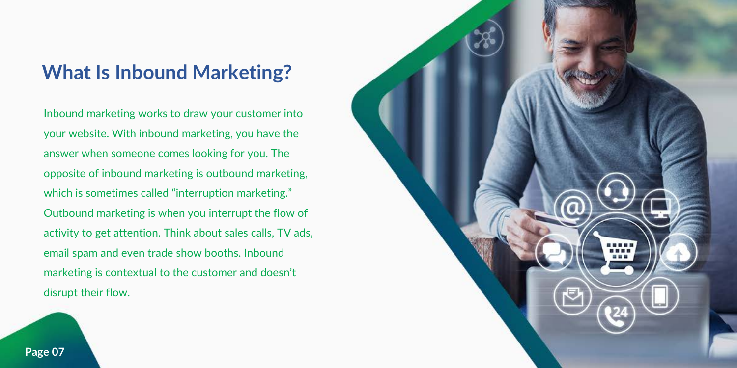## What Is Inbound Marketing?

Inbound marketing works to draw your customer into your website. With inbound marketing, you have the answer when someone comes looking for you. The opposite of inbound marketing is outbound marketing, which is sometimes called "interruption marketing." Outbound marketing is when you interrupt the flow of activity to get attention. Think about sales calls, TV ads, email spam and even trade show booths. Inbound marketing is contextual to the customer and doesn't disrupt their flow.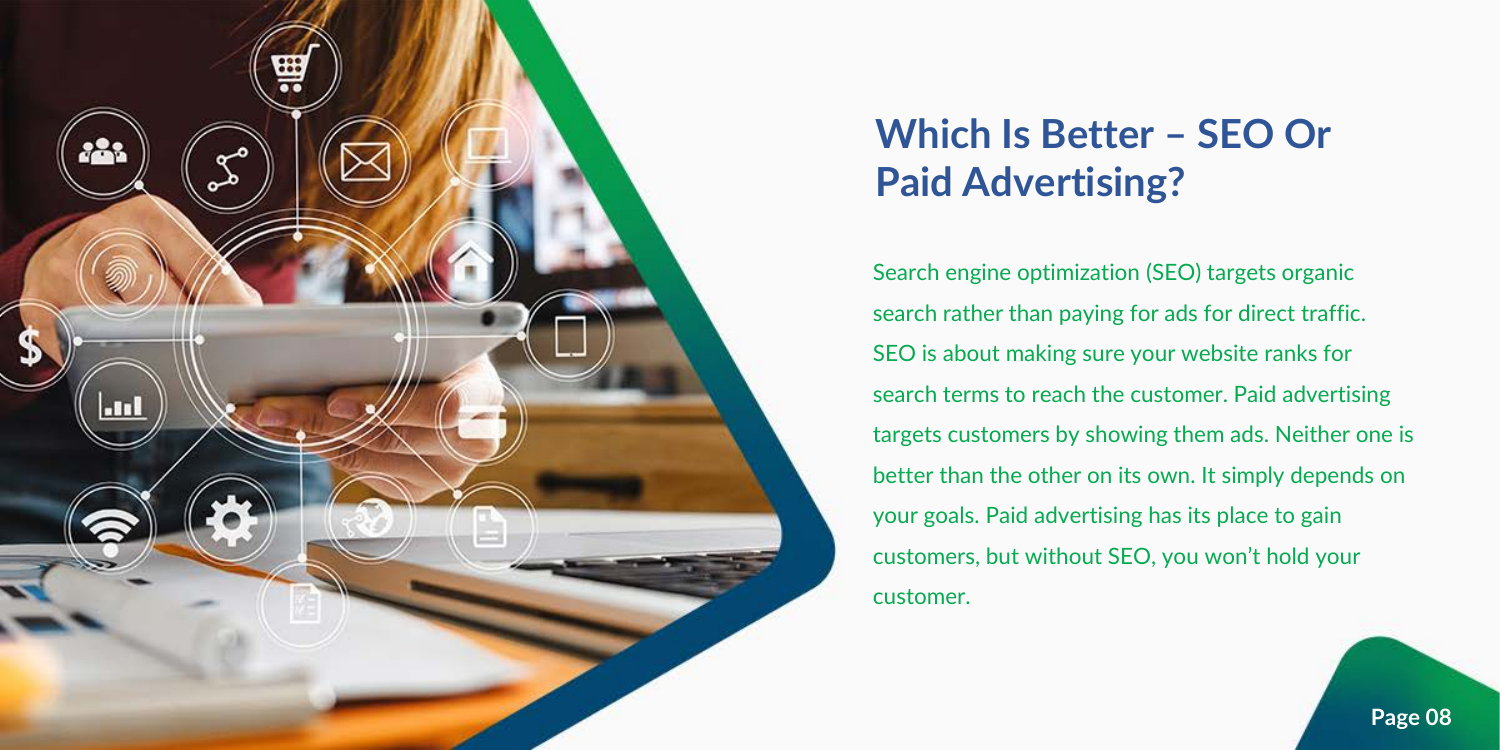## Which Is Better – SEO Or Paid Advertising?

Search engine optimization (SEO) targets organic search rather than paying for ads for direct traffic. SEO is about making sure your website ranks for search terms to reach the customer. Paid advertising targets customers by showing them ads. Neither one is better than the other on its own. It simply depends on your goals. Paid advertising has its place to gain customers, but without SEO, you won't hold your customer.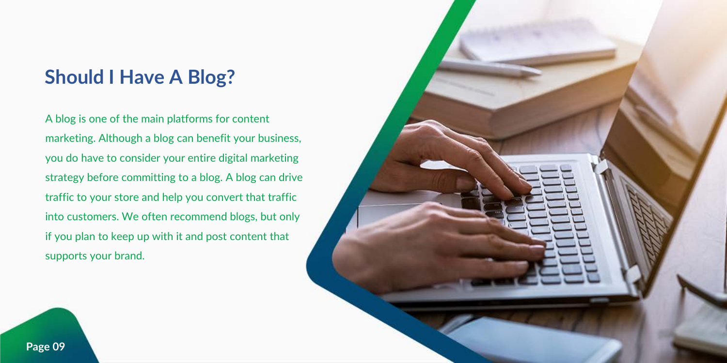## Should I Have A Blog?

A blog is one of the main platforms for content marketing. Although a blog can benefit your business, you do have to consider your entire digital marketing strategy before committing to a blog. A blog can drive traffic to your store and help you convert that traffic into customers. We often recommend blogs, but only if you plan to keep up with it and post content that supports your brand.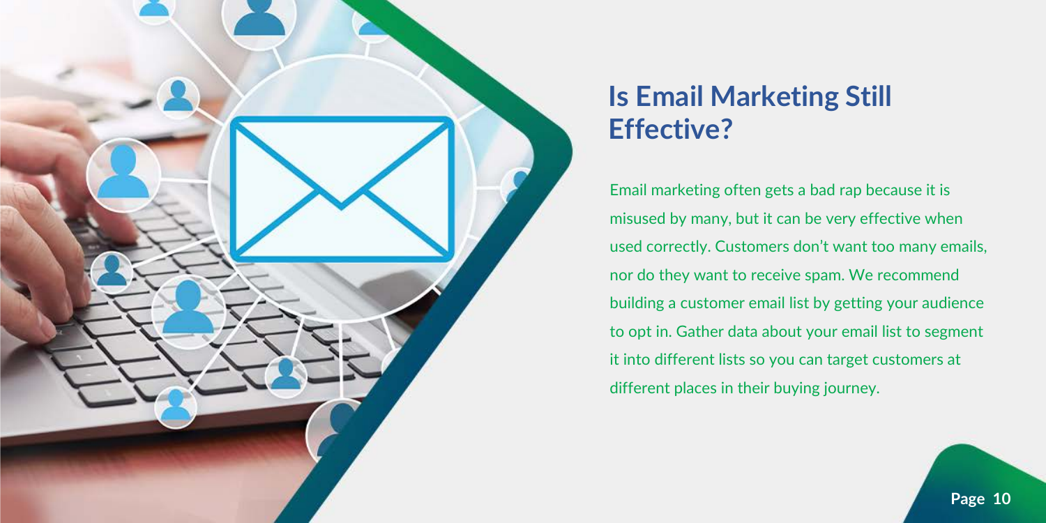## Is Email Marketing Still Effective?

Email marketing often gets a bad rap because it is misused by many, but it can be very effective when used correctly. Customers don't want too many emails, nor do they want to receive spam. We recommend building a customer email list by getting your audience to opt in. Gather data about your email list to segment it into different lists so you can target customers at different places in their buying journey.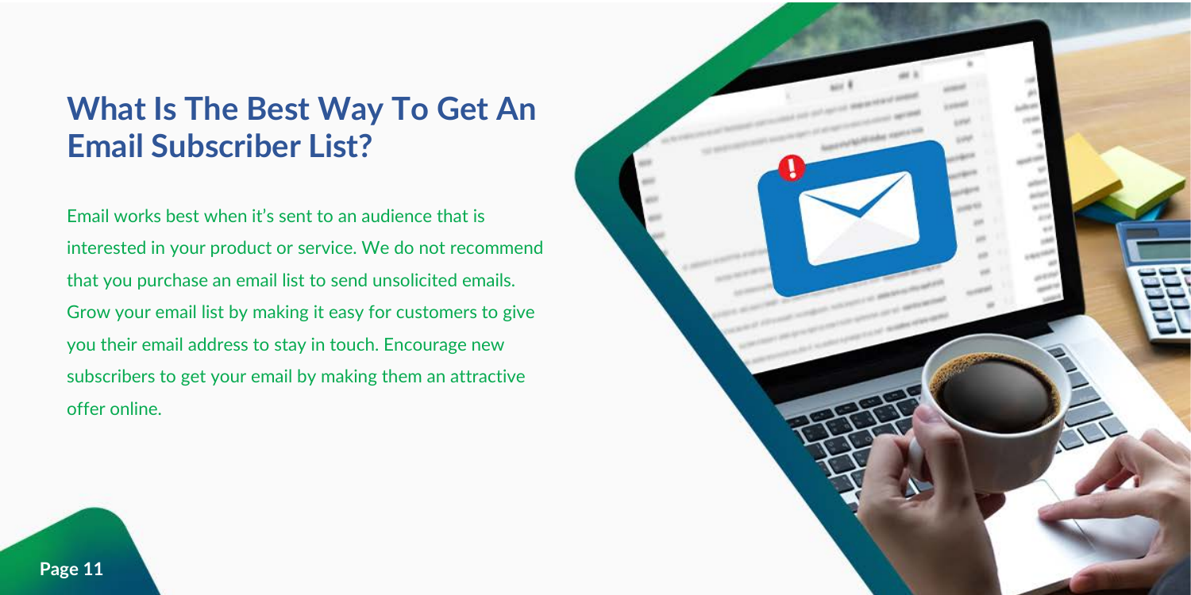## What Is The Best Way To Get An Email Subscriber List?

Email works best when it's sent to an audience that is interested in your product or service. We do not recommend that you purchase an email list to send unsolicited emails. Grow your email list by making it easy for customers to give you their email address to stay in touch. Encourage new subscribers to get your email by making them an attractive offer online.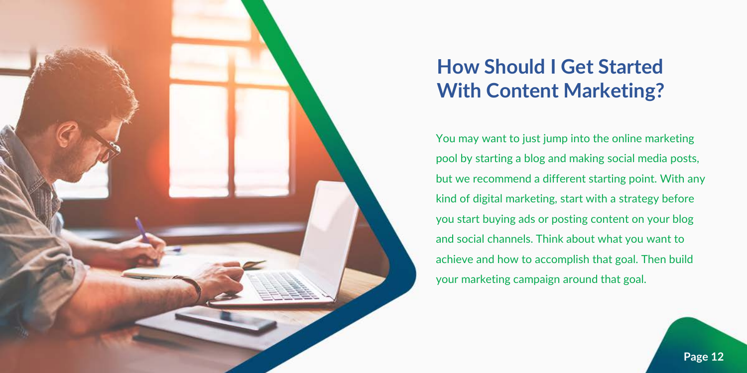## How Should I Get Started With Content Marketing?

You may want to just jump into the online marketing pool by starting a blog and making social media posts, but we recommend a different starting point. With any kind of digital marketing, start with a strategy before you start buying ads or posting content on your blog and social channels. Think about what you want to achieve and how to accomplish that goal. Then build your marketing campaign around that goal.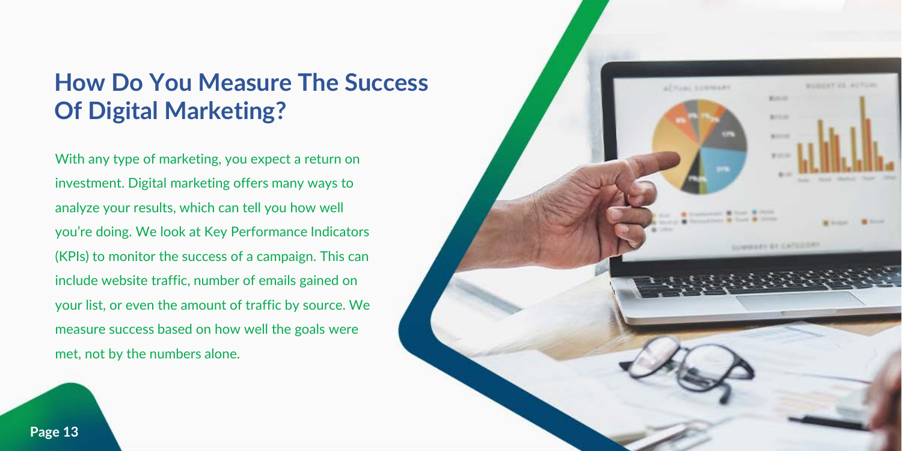# How Do You Measure The Success Of Digital Marketing?

With any type of marketing, you expect a return on investment. Digital marketing offers many ways to analyze your results, which can tell you how well you're doing. We look at Key Performance Indicators (KPIs) to monitor the success of a campaign. This can include website traffic, number of emails gained on your list, or even the amount of traffic by source. We measure success based on how well the goals were met, not by the numbers alone.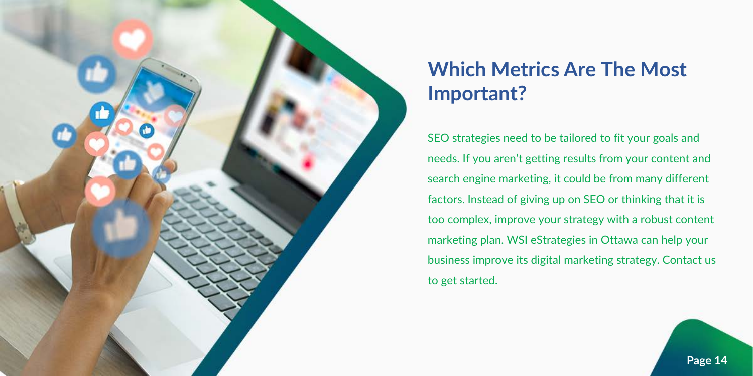## Which Metrics Are The Most Important?

SEO strategies need to be tailored to fit your goals and needs. If you aren't getting results from your content and search engine marketing, it could be from many different factors. Instead of giving up on SEO or thinking that it is too complex, improve your strategy with a robust content marketing plan. WSI eStrategies in Ottawa can help your business improve its digital marketing strategy. Contact us to get started.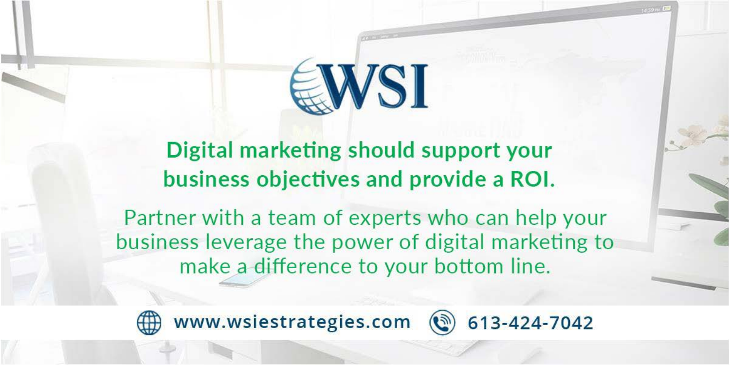WSI

**Digital marketing should support your business objectives and provide a ROI.**

Partner with a team of experts who can help your business leverage the power of digital marketing to make a difference to your bottom line.

www.wsiestrategies.com 613-424-7042